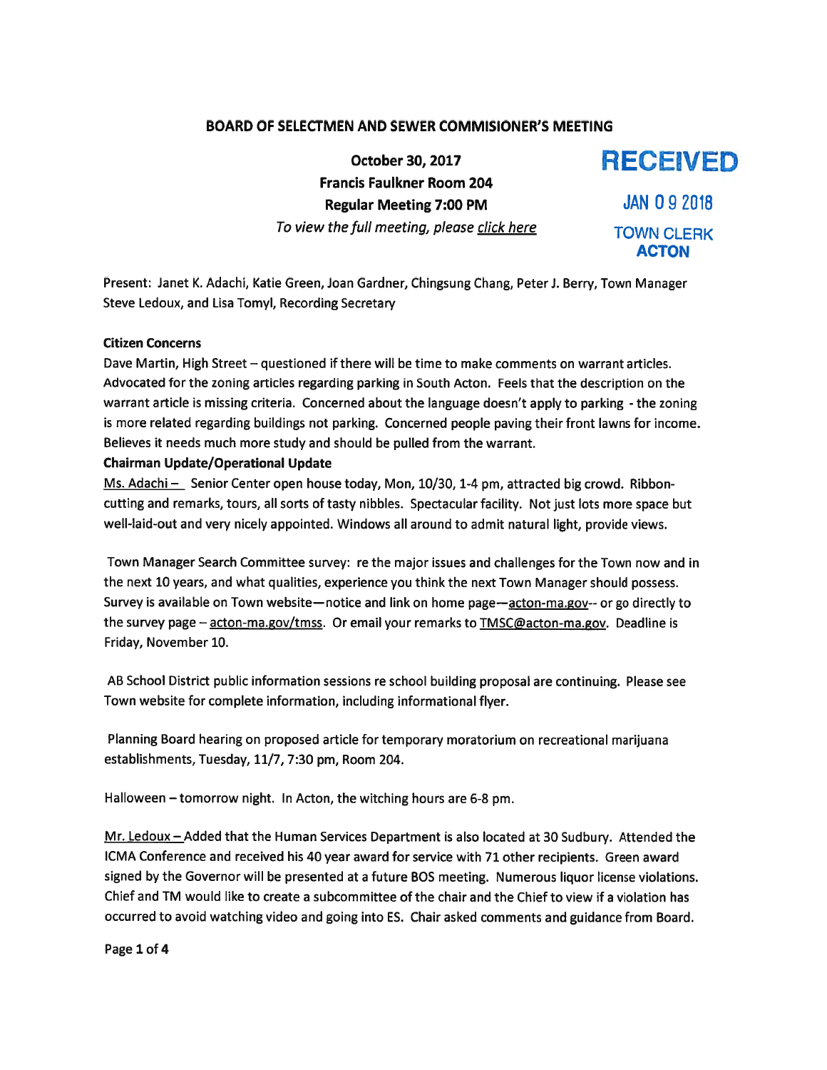## BOARD OF SELECTMEN AND SEWER COMMISIONER'S MEETING

**October 30, 2017**
**Francis Faulkner Room 204**
**Regular Meeting 7:00 PM**
*To view the full meeting, please click here*

RECEIVED
JAN 09 2018
TOWN CLERK
ACTON

Present: Janet K. Adachi, Katie Green, Joan Gardner, Chingsung Chang, Peter J. Berry, Town Manager Steve Ledoux, and Lisa Tomyl, Recording Secretary

**Citizen Concerns**

Dave Martin, High Street – questioned if there will be time to make comments on warrant articles. Advocated for the zoning articles regarding parking in South Acton. Feels that the description on the warrant article is missing criteria. Concerned about the language doesn't apply to parking - the zoning is more related regarding buildings not parking. Concerned people paving their front lawns for income. Believes it needs much more study and should be pulled from the warrant.

**Chairman Update/Operational Update**

Ms. Adachi – Senior Center open house today, Mon, 10/30, 1-4 pm, attracted big crowd. Ribbon-cutting and remarks, tours, all sorts of tasty nibbles. Spectacular facility. Not just lots more space but well-laid-out and very nicely appointed. Windows all around to admit natural light, provide views.

Town Manager Search Committee survey: re the major issues and challenges for the Town now and in the next 10 years, and what qualities, experience you think the next Town Manager should possess. Survey is available on Town website—notice and link on home page—acton-ma.gov-- or go directly to the survey page – acton-ma.gov/tmss. Or email your remarks to TMSC@acton-ma.gov. Deadline is Friday, November 10.

AB School District public information sessions re school building proposal are continuing. Please see Town website for complete information, including informational flyer.

Planning Board hearing on proposed article for temporary moratorium on recreational marijuana establishments, Tuesday, 11/7, 7:30 pm, Room 204.

Halloween – tomorrow night. In Acton, the witching hours are 6-8 pm.

Mr. Ledoux – Added that the Human Services Department is also located at 30 Sudbury. Attended the ICMA Conference and received his 40 year award for service with 71 other recipients. Green award signed by the Governor will be presented at a future BOS meeting. Numerous liquor license violations. Chief and TM would like to create a subcommittee of the chair and the Chief to view if a violation has occurred to avoid watching video and going into ES. Chair asked comments and guidance from Board.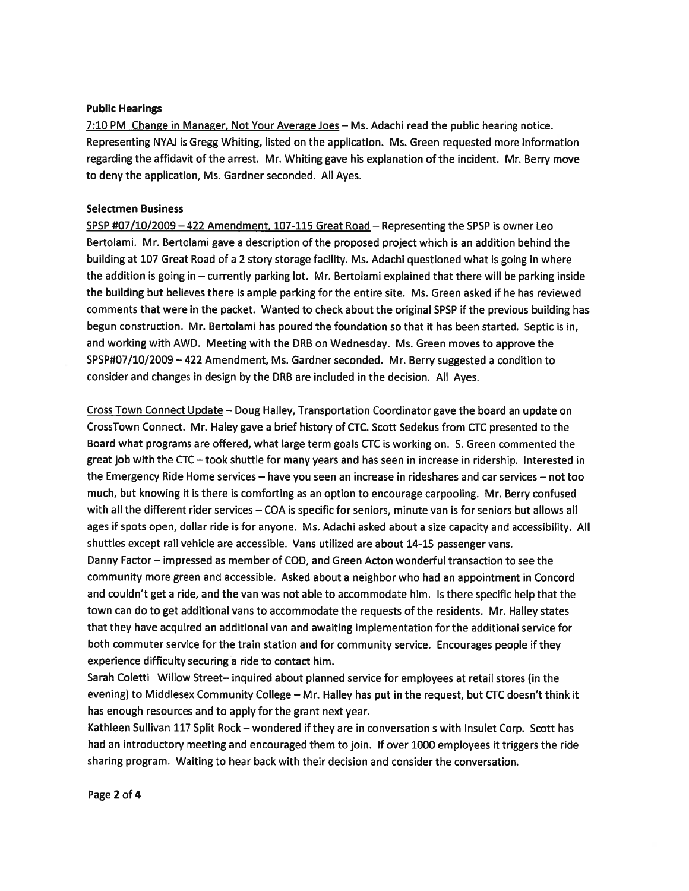**Public Hearings**

7:10 PM Change in Manager, Not Your Average Joes – Ms. Adachi read the public hearing notice. Representing NYAJ is Gregg Whiting, listed on the application. Ms. Green requested more information regarding the affidavit of the arrest. Mr. Whiting gave his explanation of the incident. Mr. Berry move to deny the application, Ms. Gardner seconded. All Ayes.

**Selectmen Business**

SPSP #07/10/2009 – 422 Amendment, 107-115 Great Road – Representing the SPSP is owner Leo Bertolami. Mr. Bertolami gave a description of the proposed project which is an addition behind the building at 107 Great Road of a 2 story storage facility. Ms. Adachi questioned what is going in where the addition is going in – currently parking lot. Mr. Bertolami explained that there will be parking inside the building but believes there is ample parking for the entire site. Ms. Green asked if he has reviewed comments that were in the packet. Wanted to check about the original SPSP if the previous building has begun construction. Mr. Bertolami has poured the foundation so that it has been started. Septic is in, and working with AWD. Meeting with the DRB on Wednesday. Ms. Green moves to approve the SPSP#07/10/2009 – 422 Amendment, Ms. Gardner seconded. Mr. Berry suggested a condition to consider and changes in design by the DRB are included in the decision. All Ayes.

Cross Town Connect Update – Doug Halley, Transportation Coordinator gave the board an update on CrossTown Connect. Mr. Haley gave a brief history of CTC. Scott Sedekus from CTC presented to the Board what programs are offered, what large term goals CTC is working on. S. Green commented the great job with the CTC – took shuttle for many years and has seen in increase in ridership. Interested in the Emergency Ride Home services – have you seen an increase in rideshares and car services – not too much, but knowing it is there is comforting as an option to encourage carpooling. Mr. Berry confused with all the different rider services – COA is specific for seniors, minute van is for seniors but allows all ages if spots open, dollar ride is for anyone. Ms. Adachi asked about a size capacity and accessibility. All shuttles except rail vehicle are accessible. Vans utilized are about 14-15 passenger vans.

Danny Factor – impressed as member of COD, and Green Acton wonderful transaction to see the community more green and accessible. Asked about a neighbor who had an appointment in Concord and couldn't get a ride, and the van was not able to accommodate him. Is there specific help that the town can do to get additional vans to accommodate the requests of the residents. Mr. Halley states that they have acquired an additional van and awaiting implementation for the additional service for both commuter service for the train station and for community service. Encourages people if they experience difficulty securing a ride to contact him.

Sarah Coletti Willow Street– inquired about planned service for employees at retail stores (in the evening) to Middlesex Community College – Mr. Halley has put in the request, but CTC doesn't think it has enough resources and to apply for the grant next year.

Kathleen Sullivan 117 Split Rock – wondered if they are in conversation s with Insulet Corp. Scott has had an introductory meeting and encouraged them to join. If over 1000 employees it triggers the ride sharing program. Waiting to hear back with their decision and consider the conversation.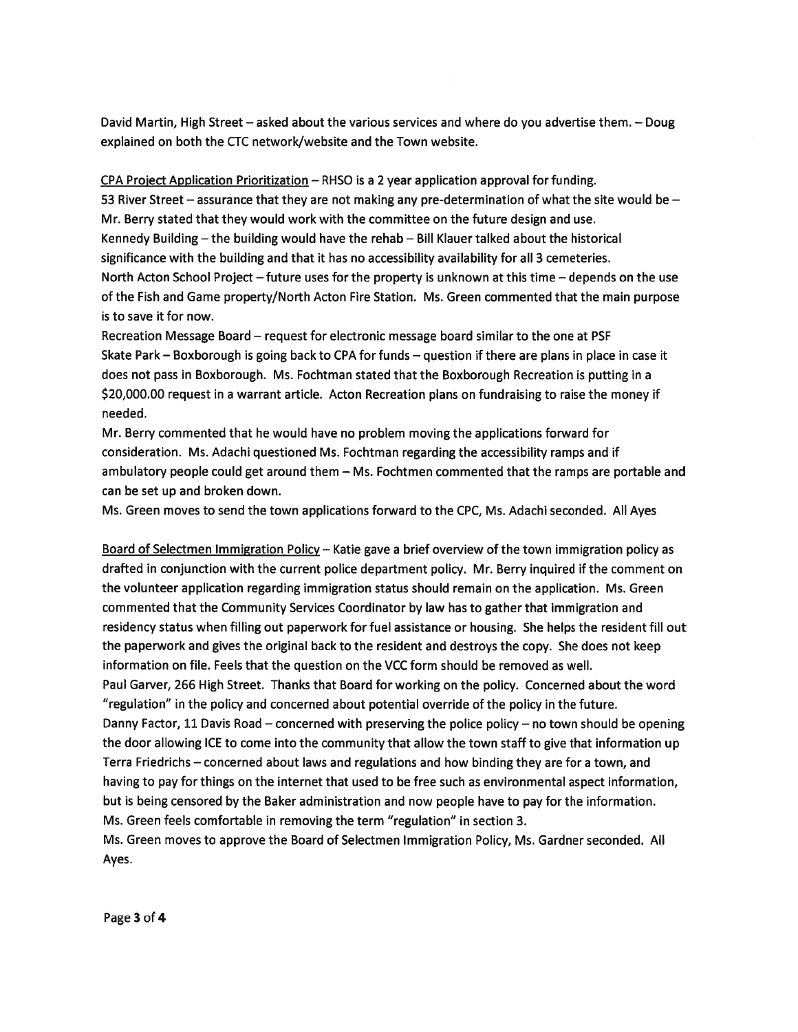David Martin, High Street – asked about the various services and where do you advertise them. – Doug explained on both the CTC network/website and the Town website.

CPA Project Application Prioritization – RHSO is a 2 year application approval for funding.
53 River Street – assurance that they are not making any pre-determination of what the site would be – Mr. Berry stated that they would work with the committee on the future design and use.
Kennedy Building – the building would have the rehab – Bill Klauer talked about the historical significance with the building and that it has no accessibility availability for all 3 cemeteries.
North Acton School Project – future uses for the property is unknown at this time – depends on the use of the Fish and Game property/North Acton Fire Station. Ms. Green commented that the main purpose is to save it for now.
Recreation Message Board – request for electronic message board similar to the one at PSF
Skate Park – Boxborough is going back to CPA for funds – question if there are plans in place in case it does not pass in Boxborough. Ms. Fochtman stated that the Boxborough Recreation is putting in a $20,000.00 request in a warrant article. Acton Recreation plans on fundraising to raise the money if needed.
Mr. Berry commented that he would have no problem moving the applications forward for consideration. Ms. Adachi questioned Ms. Fochtman regarding the accessibility ramps and if ambulatory people could get around them – Ms. Fochtmen commented that the ramps are portable and can be set up and broken down.
Ms. Green moves to send the town applications forward to the CPC, Ms. Adachi seconded. All Ayes

Board of Selectmen Immigration Policy – Katie gave a brief overview of the town immigration policy as drafted in conjunction with the current police department policy. Mr. Berry inquired if the comment on the volunteer application regarding immigration status should remain on the application. Ms. Green commented that the Community Services Coordinator by law has to gather that immigration and residency status when filling out paperwork for fuel assistance or housing. She helps the resident fill out the paperwork and gives the original back to the resident and destroys the copy. She does not keep information on file. Feels that the question on the VCC form should be removed as well.
Paul Garver, 266 High Street. Thanks that Board for working on the policy. Concerned about the word "regulation" in the policy and concerned about potential override of the policy in the future.
Danny Factor, 11 Davis Road – concerned with preserving the police policy – no town should be opening the door allowing ICE to come into the community that allow the town staff to give that information up
Terra Friedrichs – concerned about laws and regulations and how binding they are for a town, and having to pay for things on the internet that used to be free such as environmental aspect information, but is being censored by the Baker administration and now people have to pay for the information.
Ms. Green feels comfortable in removing the term "regulation" in section 3.
Ms. Green moves to approve the Board of Selectmen Immigration Policy, Ms. Gardner seconded. All Ayes.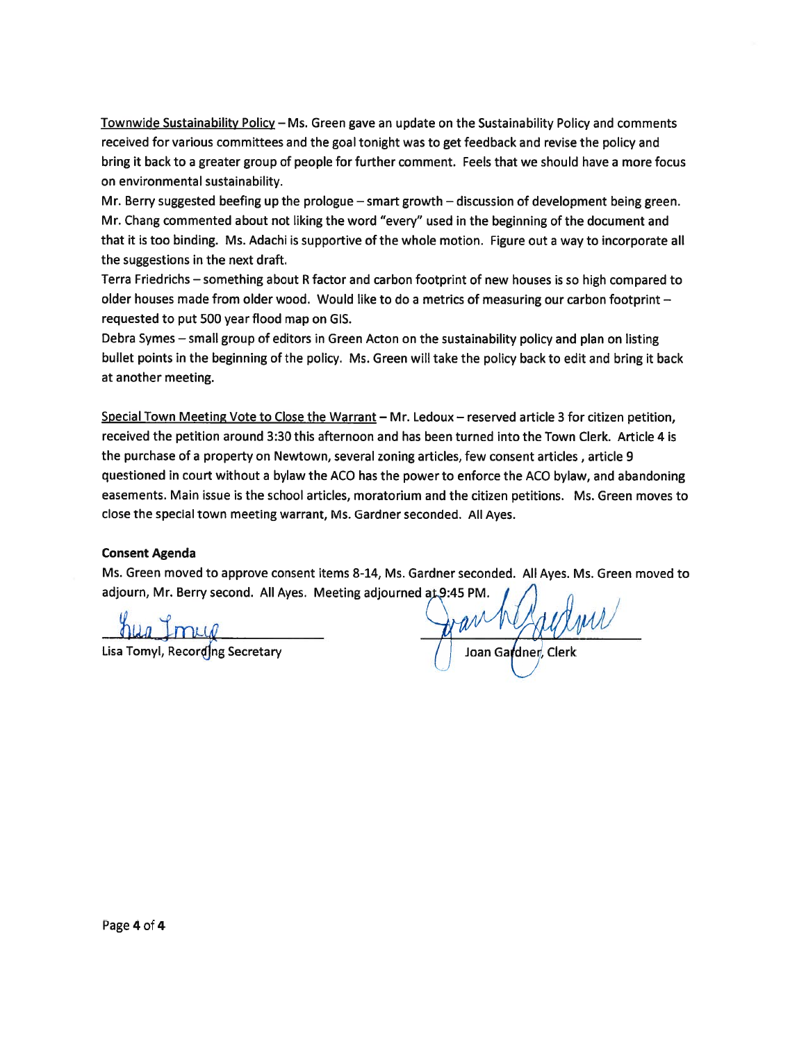Townwide Sustainability Policy – Ms. Green gave an update on the Sustainability Policy and comments received for various committees and the goal tonight was to get feedback and revise the policy and bring it back to a greater group of people for further comment. Feels that we should have a more focus on environmental sustainability.

Mr. Berry suggested beefing up the prologue – smart growth – discussion of development being green. Mr. Chang commented about not liking the word "every" used in the beginning of the document and that it is too binding. Ms. Adachi is supportive of the whole motion. Figure out a way to incorporate all the suggestions in the next draft.

Terra Friedrichs – something about R factor and carbon footprint of new houses is so high compared to older houses made from older wood. Would like to do a metrics of measuring our carbon footprint – requested to put 500 year flood map on GIS.

Debra Symes – small group of editors in Green Acton on the sustainability policy and plan on listing bullet points in the beginning of the policy. Ms. Green will take the policy back to edit and bring it back at another meeting.

Special Town Meeting Vote to Close the Warrant – Mr. Ledoux – reserved article 3 for citizen petition, received the petition around 3:30 this afternoon and has been turned into the Town Clerk. Article 4 is the purchase of a property on Newtown, several zoning articles, few consent articles , article 9 questioned in court without a bylaw the ACO has the power to enforce the ACO bylaw, and abandoning easements. Main issue is the school articles, moratorium and the citizen petitions. Ms. Green moves to close the special town meeting warrant, Ms. Gardner seconded. All Ayes.

**Consent Agenda**

Ms. Green moved to approve consent items 8-14, Ms. Gardner seconded. All Ayes. Ms. Green moved to adjourn, Mr. Berry second. All Ayes. Meeting adjourned at 9:45 PM.

Lisa Tomyl, Recording Secretary

Joan Gardner, Clerk